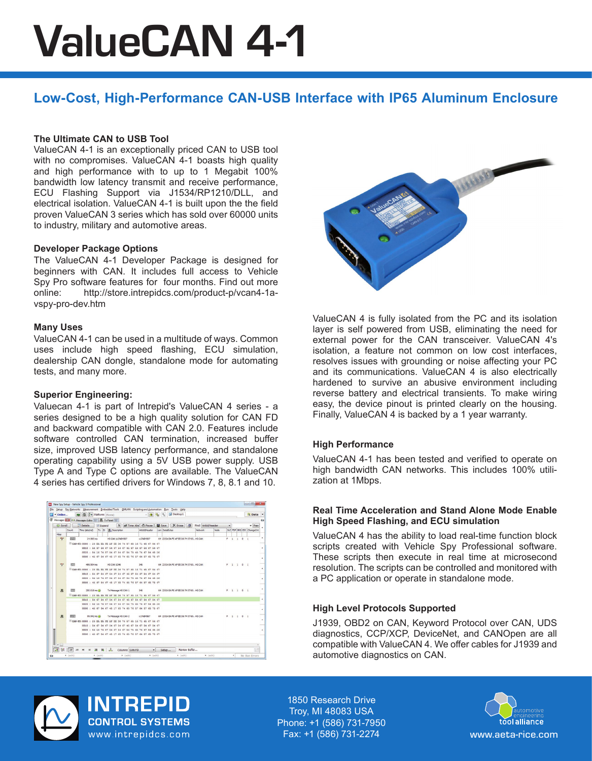# ValueCAN 4-1

## Low-Cost, High-Performance CAN-USB Interface with IP65 Aluminum Enclosure

### The Ultimate CAN to USB Tool

ValueCAN 4-1 is an exceptionally priced CAN to USB tool with no compromises. ValueCAN 4-1 boasts high quality and high performance with to up to 1 Megabit 100% bandwidth low latency transmit and receive performance, ECU Flashing Support via J1534/RP1210/DLL, and electrical isolation. ValueCAN 4-1 is built upon the field proven ValueCAN 3 series which has sold over 60000 units to industry, military and automotive areas.

### Developer Package Options

The ValueCAN 4-1 Developer Package is designed for beginners with CAN. It includes full access to Vehicle Spy Pro software features for four months. Find out more online: http://store.intrepidcs.com/product-p/vcan4-1a-vspy-pro-dev.htm

### Many Uses

ValueCAN 4-1 can be used in a multitude of ways. Common uses include high speed flashing, ECU simulation, dealership CAN dongle, standalone mode for automating tests, and many more.

### Superior Engineering:

Valuecan 4-1 is part of Intrepid's ValueCAN 4 series - a series designed to be a high quality solution for CAN FD and backward compatible with CAN 2.0. Features include software controlled CAN termination, increased buffer size, improved USB latency performance, and standalone operating capability using a 5V USB power supply. USB Type A and Type C options are available. The ValueCAN 4 series has certified drivers for Windows 7, 8, 8.1 and 10.

ValueCAN 4 is fully isolated from the PC and its isolation layer is self powered from USB, eliminating the need for external power for the CAN transceiver. ValueCAN 4's isolation, a feature not common on low cost interfaces, resolves issues with grounding or noise affecting your PC and its communications. ValueCAN 4 is also electrically hardened to survive an abusive environment including reverse battery and electrical transients. To make wiring easy, the device pinout is printed clearly on the housing. Finally, ValueCAN 4 is backed by a 1 year warranty.

### High Performance

ValueCAN 4-1 has been tested and verified to operate on high bandwidth CAN networks. This includes 100% utilization at 1Mbps.

### Real Time Acceleration and Stand Alone Mode Enable High Speed Flashing, and ECU simulation

ValueCAN 4 has the ability to load real-time function block scripts created with Vehicle Spy Professional software. These scripts then execute in real time at microsecond resolution. The scripts can be controlled and monitored with a PC application or operate in standalone mode.

### High Level Protocols Supported

J1939, OBD2 on CAN, Keyword Protocol over CAN, UDS diagnostics, CCP/XCP, DeviceNet, and CANOpen are all compatible with ValueCAN 4. We offer cables for J1939 and automotive diagnostics on CAN.

INTREPID CONTROL SYSTEMS
www.intrepidcs.com

1850 Research Drive
Troy, MI 48083 USA
Phone: +1 (586) 731-7950
Fax: +1 (586) 731-2274

automotive engineering tool alliance
www.aeta-rice.com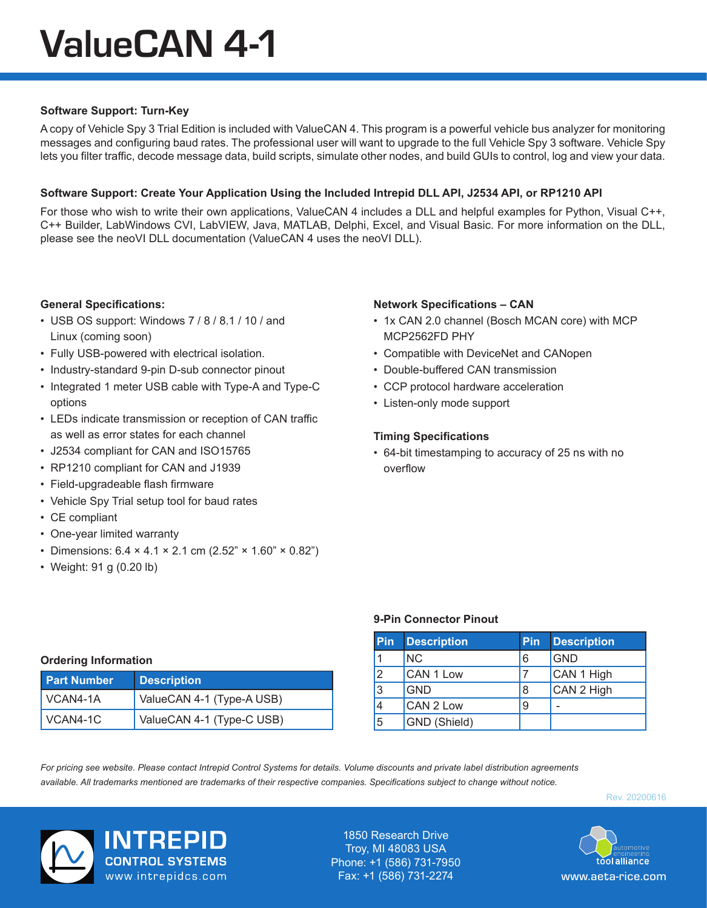# ValueCAN 4-1

### Software Support: Turn-Key

A copy of Vehicle Spy 3 Trial Edition is included with ValueCAN 4. This program is a powerful vehicle bus analyzer for monitoring messages and configuring baud rates. The professional user will want to upgrade to the full Vehicle Spy 3 software. Vehicle Spy lets you filter traffic, decode message data, build scripts, simulate other nodes, and build GUIs to control, log and view your data.

### Software Support: Create Your Application Using the Included Intrepid DLL API, J2534 API, or RP1210 API

For those who wish to write their own applications, ValueCAN 4 includes a DLL and helpful examples for Python, Visual C++, C++ Builder, LabWindows CVI, LabVIEW, Java, MATLAB, Delphi, Excel, and Visual Basic. For more information on the DLL, please see the neoVI DLL documentation (ValueCAN 4 uses the neoVI DLL).

### General Specifications:

- USB OS support: Windows 7 / 8 / 8.1 / 10 / and Linux (coming soon)
- Fully USB-powered with electrical isolation.
- Industry-standard 9-pin D-sub connector pinout
- Integrated 1 meter USB cable with Type-A and Type-C options
- LEDs indicate transmission or reception of CAN traffic as well as error states for each channel
- J2534 compliant for CAN and ISO15765
- RP1210 compliant for CAN and J1939
- Field-upgradeable flash firmware
- Vehicle Spy Trial setup tool for baud rates
- CE compliant
- One-year limited warranty
- Dimensions: 6.4 × 4.1 × 2.1 cm (2.52" × 1.60" × 0.82")
- Weight: 91 g (0.20 lb)

### Network Specifications – CAN

- 1x CAN 2.0 channel (Bosch MCAN core) with MCP MCP2562FD PHY
- Compatible with DeviceNet and CANopen
- Double-buffered CAN transmission
- CCP protocol hardware acceleration
- Listen-only mode support

### Timing Specifications

- 64-bit timestamping to accuracy of 25 ns with no overflow

### Ordering Information

| Part Number | Description |
|---|---|
| VCAN4-1A | ValueCAN 4-1 (Type-A USB) |
| VCAN4-1C | ValueCAN 4-1 (Type-C USB) |

### 9-Pin Connector Pinout

| Pin | Description | Pin | Description |
|---|---|---|---|
| 1 | NC | 6 | GND |
| 2 | CAN 1 Low | 7 | CAN 1 High |
| 3 | GND | 8 | CAN 2 High |
| 4 | CAN 2 Low | 9 | - |
| 5 | GND (Shield) | | |

*For pricing see website. Please contact Intrepid Control Systems for details. Volume discounts and private label distribution agreements available. All trademarks mentioned are trademarks of their respective companies. Specifications subject to change without notice.*

Rev. 20200616

INTREPID CONTROL SYSTEMS
www.intrepidcs.com

1850 Research Drive
Troy, MI 48083 USA
Phone: +1 (586) 731-7950
Fax: +1 (586) 731-2274

automotive engineering tool alliance
www.aeta-rice.com